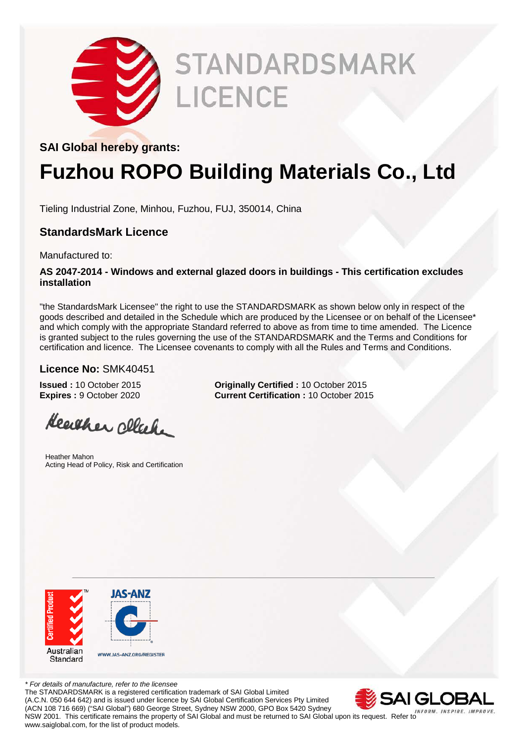# STANDARDSMARK LICENCE

**SAI Global hereby grants:**

# Fuzhou ROPO Building Materials Co., Ltd

Tieling Industrial Zone, Minhou, Fuzhou, FUJ, 350014, China

## StandardsMark Licence

Manufactured to:

**AS 2047-2014 - Windows and external glazed doors in buildings - This certification excludes installation**

"the StandardsMark Licensee" the right to use the STANDARDSMARK as shown below only in respect of the goods described and detailed in the Schedule which are produced by the Licensee or on behalf of the Licensee* and which comply with the appropriate Standard referred to above as from time to time amended. The Licence is granted subject to the rules governing the use of the STANDARDSMARK and the Terms and Conditions for certification and licence. The Licensee covenants to comply with all the Rules and Terms and Conditions.

**Licence No:** SMK40451

**Issued :** 10 October 2015
**Expires :** 9 October 2020

**Originally Certified :** 10 October 2015
**Current Certification :** 10 October 2015

Heather Mahon
Acting Head of Policy, Risk and Certification

Certified Product
Australian Standard

JAS-ANZ
WWW.JAS-ANZ.ORG/REGISTER

*\* For details of manufacture, refer to the licensee*

The STANDARDSMARK is a registered certification trademark of SAI Global Limited (A.C.N. 050 644 642) and is issued under licence by SAI Global Certification Services Pty Limited (ACN 108 716 669) ("SAI Global") 680 George Street, Sydney NSW 2000, GPO Box 5420 Sydney NSW 2001. This certificate remains the property of SAI Global and must be returned to SAI Global upon its request. Refer to www.saiglobal.com, for the list of product models.

SAI GLOBAL
INFORM. INSPIRE. IMPROVE.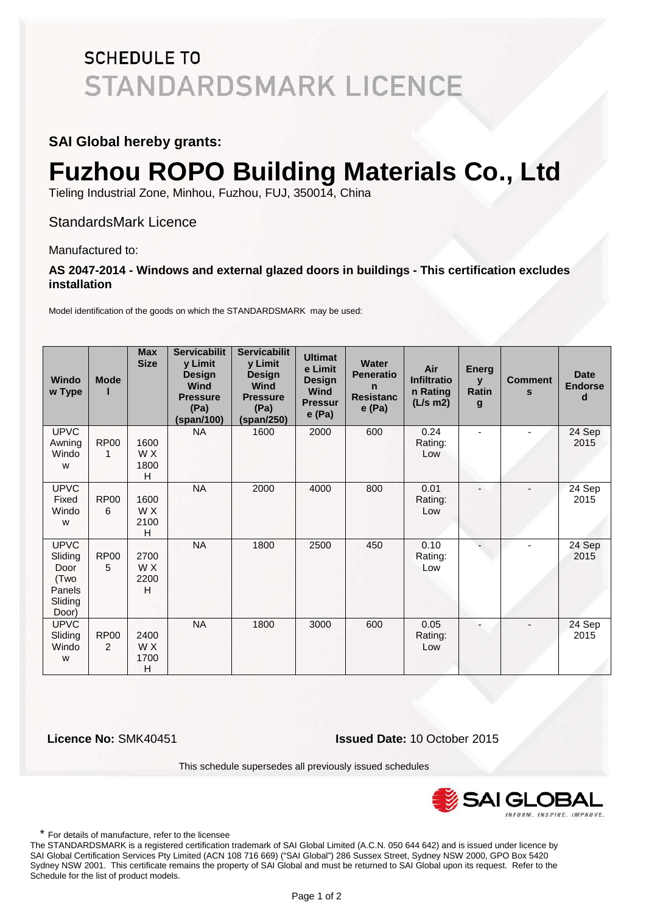# SCHEDULE TO STANDARDSMARK LICENCE

**SAI Global hereby grants:**

# Fuzhou ROPO Building Materials Co., Ltd

Tieling Industrial Zone, Minhou, Fuzhou, FUJ, 350014, China

StandardsMark Licence

Manufactured to:

**AS 2047-2014 - Windows and external glazed doors in buildings - This certification excludes installation**

Model identification of the goods on which the STANDARDSMARK may be used:

| Window Type | Model | Max Size | Servicability Limit Design Wind Pressure (Pa) (span/100) | Servicability Limit Design Wind Pressure (Pa) (span/250) | Ultimate Limit Design Wind Pressure (Pa) | Water Peneration Resistance (Pa) | Air Infiltration Rating (L/s m2) | Energy Rating | Comments | Date Endorsed |
|---|---|---|---|---|---|---|---|---|---|---|
| UPVC Awning Window | RP001 | 1600 W X 1800 H | NA | 1600 | 2000 | 600 | 0.24 Rating: Low | - | - | 24 Sep 2015 |
| UPVC Fixed Window | RP006 | 1600 W X 2100 H | NA | 2000 | 4000 | 800 | 0.01 Rating: Low | - | - | 24 Sep 2015 |
| UPVC Sliding Door (Two Panels Sliding Door) | RP005 | 2700 W X 2200 H | NA | 1800 | 2500 | 450 | 0.10 Rating: Low | - | - | 24 Sep 2015 |
| UPVC Sliding Window | RP002 | 2400 W X 1700 H | NA | 1800 | 3000 | 600 | 0.05 Rating: Low | - | - | 24 Sep 2015 |

**Licence No:** SMK40451 **Issued Date:** 10 October 2015

This schedule supersedes all previously issued schedules

SAI GLOBAL
INFORM. INSPIRE. IMPROVE.

* For details of manufacture, refer to the licensee

The STANDARDSMARK is a registered certification trademark of SAI Global Limited (A.C.N. 050 644 642) and is issued under licence by SAI Global Certification Services Pty Limited (ACN 108 716 669) ("SAI Global") 286 Sussex Street, Sydney NSW 2000, GPO Box 5420 Sydney NSW 2001. This certificate remains the property of SAI Global and must be returned to SAI Global upon its request. Refer to the Schedule for the list of product models.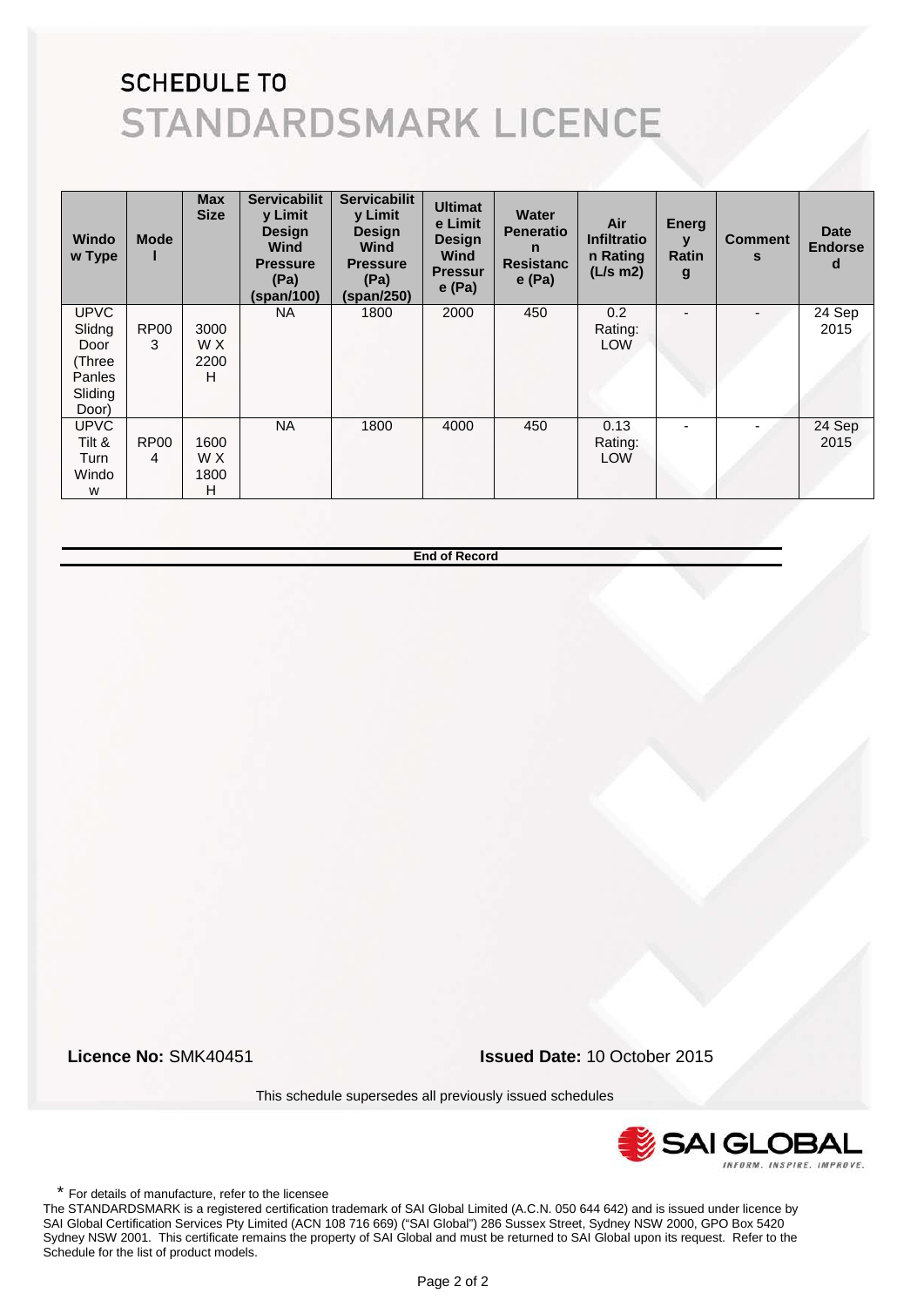# SCHEDULE TO
# STANDARDSMARK LICENCE

| Window Type | Model | Max Size | Servicability Limit Design Wind Pressure (Pa) (span/100) | Servicability Limit Design Wind Pressure (Pa) (span/250) | Ultimate Limit Design Wind Pressure (Pa) | Water Peneration Resistance (Pa) | Air Infiltration Rating (L/s m2) | Energy Rating | Comments | Date Endorsed |
|---|---|---|---|---|---|---|---|---|---|---|
| UPVC Slidng Door (Three Panles Sliding Door) | RP003 | 3000 W X 2200 H | NA | 1800 | 2000 | 450 | 0.2 Rating: LOW | - | - | 24 Sep 2015 |
| UPVC Tilt & Turn Window | RP004 | 1600 W X 1800 H | NA | 1800 | 4000 | 450 | 0.13 Rating: LOW | - | - | 24 Sep 2015 |

**End of Record**

**Licence No:** SMK40451 **Issued Date:** 10 October 2015

This schedule supersedes all previously issued schedules

SAI GLOBAL
INFORM. INSPIRE. IMPROVE.

* For details of manufacture, refer to the licensee

The STANDARDSMARK is a registered certification trademark of SAI Global Limited (A.C.N. 050 644 642) and is issued under licence by SAI Global Certification Services Pty Limited (ACN 108 716 669) ("SAI Global") 286 Sussex Street, Sydney NSW 2000, GPO Box 5420 Sydney NSW 2001. This certificate remains the property of SAI Global and must be returned to SAI Global upon its request. Refer to the Schedule for the list of product models.